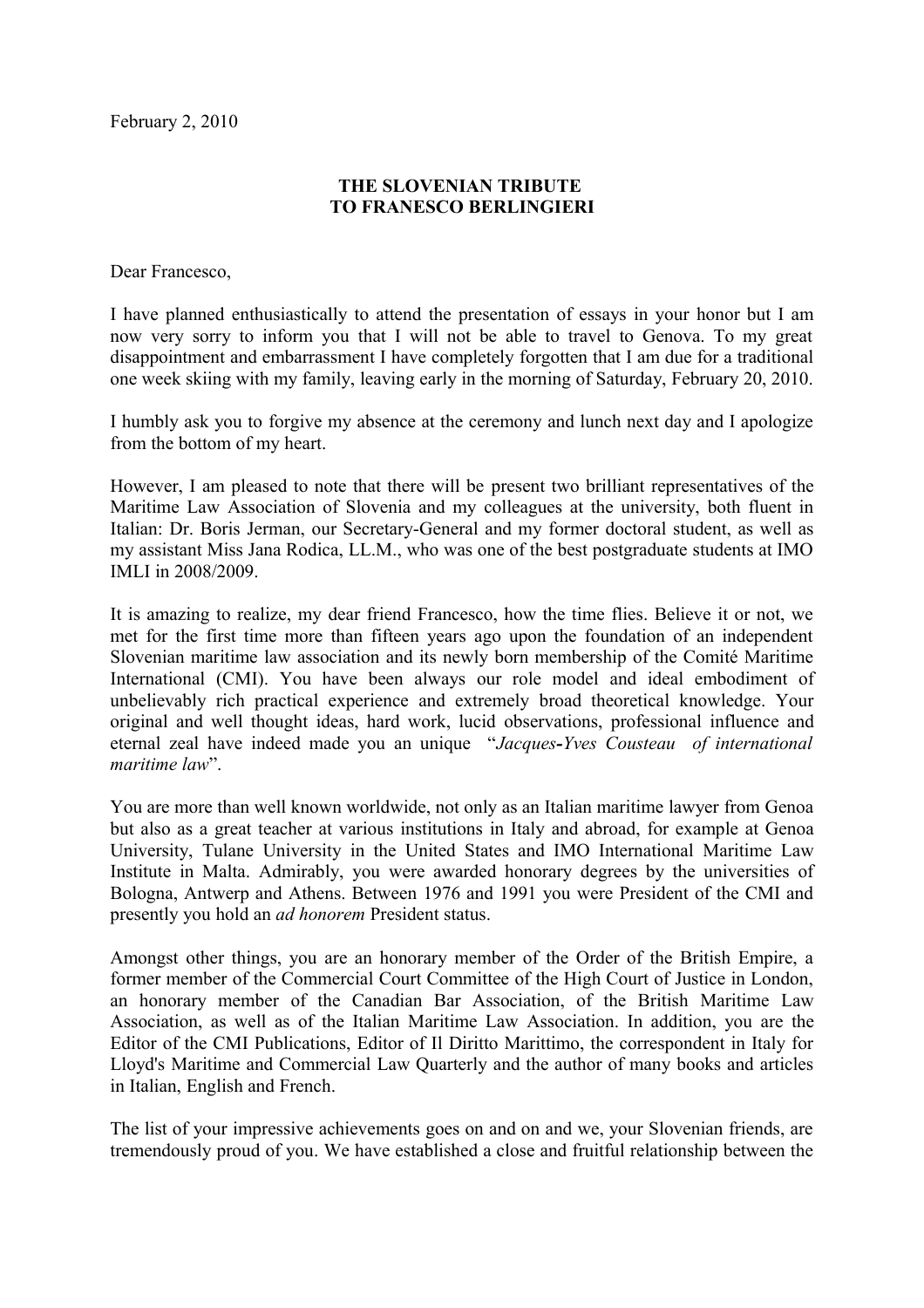February 2, 2010

**THE SLOVENIAN TRIBUTE**
**TO FRANESCO BERLINGIERI**

Dear Francesco,

I have planned enthusiastically to attend the presentation of essays in your honor but I am now very sorry to inform you that I will not be able to travel to Genova. To my great disappointment and embarrassment I have completely forgotten that I am due for a traditional one week skiing with my family, leaving early in the morning of Saturday, February 20, 2010.

I humbly ask you to forgive my absence at the ceremony and lunch next day and I apologize from the bottom of my heart.

However, I am pleased to note that there will be present two brilliant representatives of the Maritime Law Association of Slovenia and my colleagues at the university, both fluent in Italian: Dr. Boris Jerman, our Secretary-General and my former doctoral student, as well as my assistant Miss Jana Rodica, LL.M., who was one of the best postgraduate students at IMO IMLI in 2008/2009.

It is amazing to realize, my dear friend Francesco, how the time flies. Believe it or not, we met for the first time more than fifteen years ago upon the foundation of an independent Slovenian maritime law association and its newly born membership of the Comité Maritime International (CMI). You have been always our role model and ideal embodiment of unbelievably rich practical experience and extremely broad theoretical knowledge. Your original and well thought ideas, hard work, lucid observations, professional influence and eternal zeal have indeed made you an unique "*Jacques-Yves Cousteau of international maritime law*".

You are more than well known worldwide, not only as an Italian maritime lawyer from Genoa but also as a great teacher at various institutions in Italy and abroad, for example at Genoa University, Tulane University in the United States and IMO International Maritime Law Institute in Malta. Admirably, you were awarded honorary degrees by the universities of Bologna, Antwerp and Athens. Between 1976 and 1991 you were President of the CMI and presently you hold an *ad honorem* President status.

Amongst other things, you are an honorary member of the Order of the British Empire, a former member of the Commercial Court Committee of the High Court of Justice in London, an honorary member of the Canadian Bar Association, of the British Maritime Law Association, as well as of the Italian Maritime Law Association. In addition, you are the Editor of the CMI Publications, Editor of Il Diritto Marittimo, the correspondent in Italy for Lloyd's Maritime and Commercial Law Quarterly and the author of many books and articles in Italian, English and French.

The list of your impressive achievements goes on and on and we, your Slovenian friends, are tremendously proud of you. We have established a close and fruitful relationship between the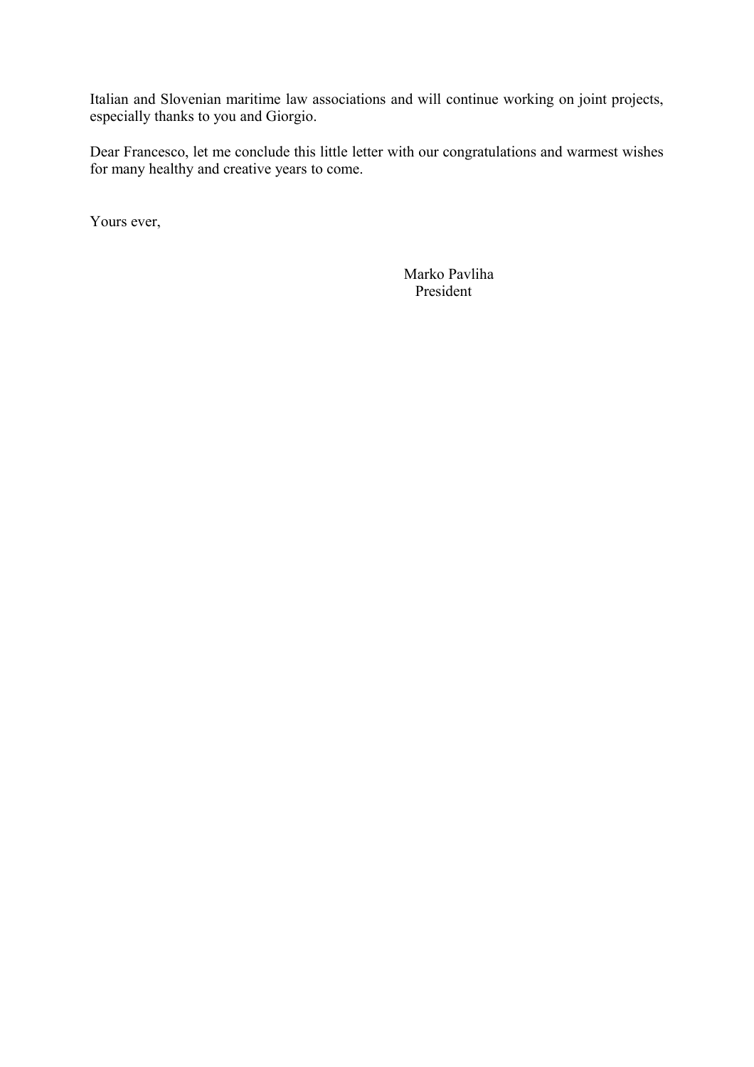Italian and Slovenian maritime law associations and will continue working on joint projects, especially thanks to you and Giorgio.

Dear Francesco, let me conclude this little letter with our congratulations and warmest wishes for many healthy and creative years to come.

Yours ever,

Marko Pavliha
President